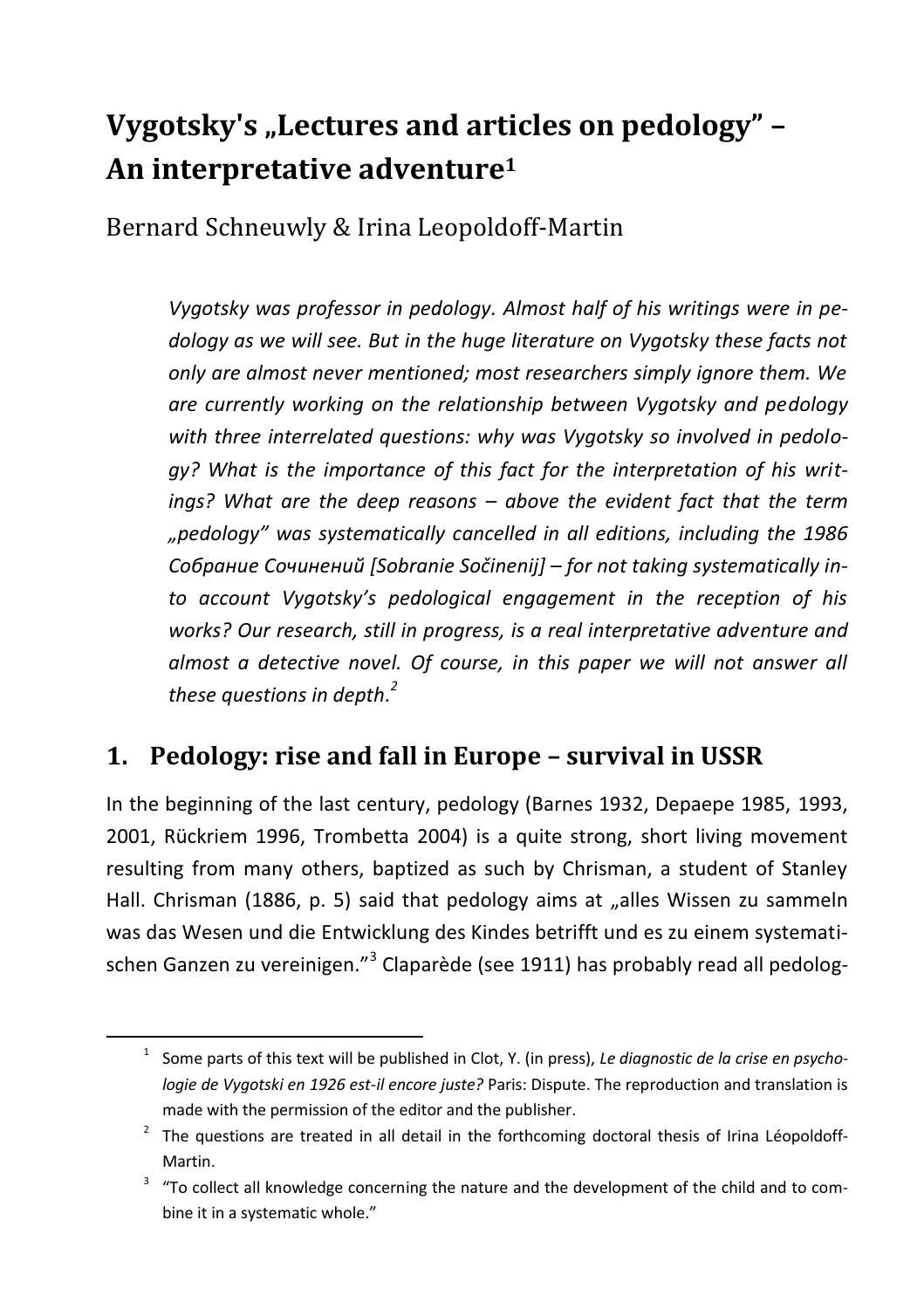# Vygotsky's „Lectures and articles on pedology" – An interpretative adventure[1]

Bernard Schneuwly & Irina Leopoldoff-Martin

*Vygotsky was professor in pedology. Almost half of his writings were in pedology as we will see. But in the huge literature on Vygotsky these facts not only are almost never mentioned; most researchers simply ignore them. We are currently working on the relationship between Vygotsky and pedology with three interrelated questions: why was Vygotsky so involved in pedology? What is the importance of this fact for the interpretation of his writings? What are the deep reasons – above the evident fact that the term „pedology" was systematically cancelled in all editions, including the 1986 Собрание Сочинений [Sobranie Sočinenij] – for not taking systematically into account Vygotsky's pedological engagement in the reception of his works? Our research, still in progress, is a real interpretative adventure and almost a detective novel. Of course, in this paper we will not answer all these questions in depth.*[2]

## 1. Pedology: rise and fall in Europe – survival in USSR

In the beginning of the last century, pedology (Barnes 1932, Depaepe 1985, 1993, 2001, Rückriem 1996, Trombetta 2004) is a quite strong, short living movement resulting from many others, baptized as such by Chrisman, a student of Stanley Hall. Chrisman (1886, p. 5) said that pedology aims at „alles Wissen zu sammeln was das Wesen und die Entwicklung des Kindes betrifft und es zu einem systematischen Ganzen zu vereinigen."[3] Claparède (see 1911) has probably read all pedolog-

---

[1] Some parts of this text will be published in Clot, Y. (in press), *Le diagnostic de la crise en psychologie de Vygotski en 1926 est-il encore juste?* Paris: Dispute. The reproduction and translation is made with the permission of the editor and the publisher.

[2] The questions are treated in all detail in the forthcoming doctoral thesis of Irina Léopoldoff-Martin.

[3] "To collect all knowledge concerning the nature and the development of the child and to combine it in a systematic whole."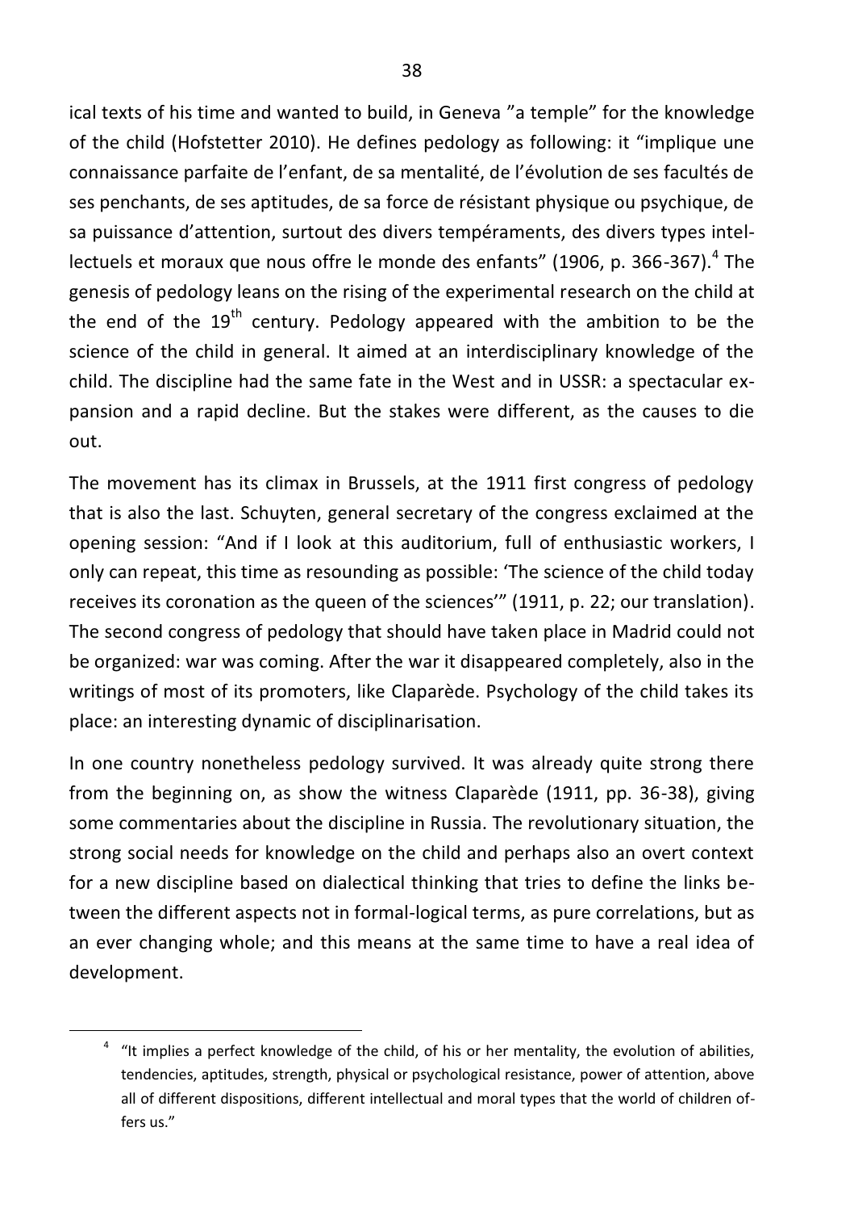ical texts of his time and wanted to build, in Geneva ”a temple” for the knowledge of the child (Hofstetter 2010). He defines pedology as following: it “implique une connaissance parfaite de l’enfant, de sa mentalité, de l’évolution de ses facultés de ses penchants, de ses aptitudes, de sa force de résistant physique ou psychique, de sa puissance d’attention, surtout des divers tempéraments, des divers types intellectuels et moraux que nous offre le monde des enfants” (1906, p. 366-367).[4] The genesis of pedology leans on the rising of the experimental research on the child at the end of the 19th century. Pedology appeared with the ambition to be the science of the child in general. It aimed at an interdisciplinary knowledge of the child. The discipline had the same fate in the West and in USSR: a spectacular expansion and a rapid decline. But the stakes were different, as the causes to die out.

The movement has its climax in Brussels, at the 1911 first congress of pedology that is also the last. Schuyten, general secretary of the congress exclaimed at the opening session: “And if I look at this auditorium, full of enthusiastic workers, I only can repeat, this time as resounding as possible: ‘The science of the child today receives its coronation as the queen of the sciences’” (1911, p. 22; our translation). The second congress of pedology that should have taken place in Madrid could not be organized: war was coming. After the war it disappeared completely, also in the writings of most of its promoters, like Claparède. Psychology of the child takes its place: an interesting dynamic of disciplinarisation.

In one country nonetheless pedology survived. It was already quite strong there from the beginning on, as show the witness Claparède (1911, pp. 36-38), giving some commentaries about the discipline in Russia. The revolutionary situation, the strong social needs for knowledge on the child and perhaps also an overt context for a new discipline based on dialectical thinking that tries to define the links between the different aspects not in formal-logical terms, as pure correlations, but as an ever changing whole; and this means at the same time to have a real idea of development.

---

[4] “It implies a perfect knowledge of the child, of his or her mentality, the evolution of abilities, tendencies, aptitudes, strength, physical or psychological resistance, power of attention, above all of different dispositions, different intellectual and moral types that the world of children offers us.”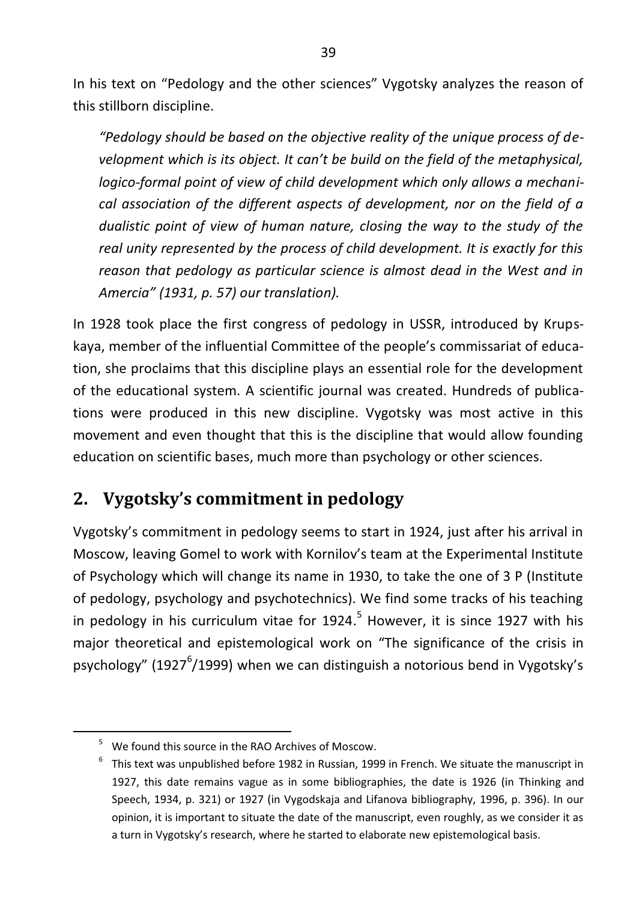In his text on "Pedology and the other sciences" Vygotsky analyzes the reason of this stillborn discipline.

> *"Pedology should be based on the objective reality of the unique process of development which is its object. It can't be build on the field of the metaphysical, logico-formal point of view of child development which only allows a mechanical association of the different aspects of development, nor on the field of a dualistic point of view of human nature, closing the way to the study of the real unity represented by the process of child development. It is exactly for this reason that pedology as particular science is almost dead in the West and in Amercia" (1931, p. 57) our translation).*

In 1928 took place the first congress of pedology in USSR, introduced by Krupskaya, member of the influential Committee of the people's commissariat of education, she proclaims that this discipline plays an essential role for the development of the educational system. A scientific journal was created. Hundreds of publications were produced in this new discipline. Vygotsky was most active in this movement and even thought that this is the discipline that would allow founding education on scientific bases, much more than psychology or other sciences.

## 2. Vygotsky's commitment in pedology

Vygotsky's commitment in pedology seems to start in 1924, just after his arrival in Moscow, leaving Gomel to work with Kornilov's team at the Experimental Institute of Psychology which will change its name in 1930, to take the one of 3 P (Institute of pedology, psychology and psychotechnics). We find some tracks of his teaching in pedology in his curriculum vitae for 1924.[5] However, it is since 1927 with his major theoretical and epistemological work on "The significance of the crisis in psychology" (1927[6]/1999) when we can distinguish a notorious bend in Vygotsky's

[5] We found this source in the RAO Archives of Moscow.

[6] This text was unpublished before 1982 in Russian, 1999 in French. We situate the manuscript in 1927, this date remains vague as in some bibliographies, the date is 1926 (in Thinking and Speech, 1934, p. 321) or 1927 (in Vygodskaja and Lifanova bibliography, 1996, p. 396). In our opinion, it is important to situate the date of the manuscript, even roughly, as we consider it as a turn in Vygotsky's research, where he started to elaborate new epistemological basis.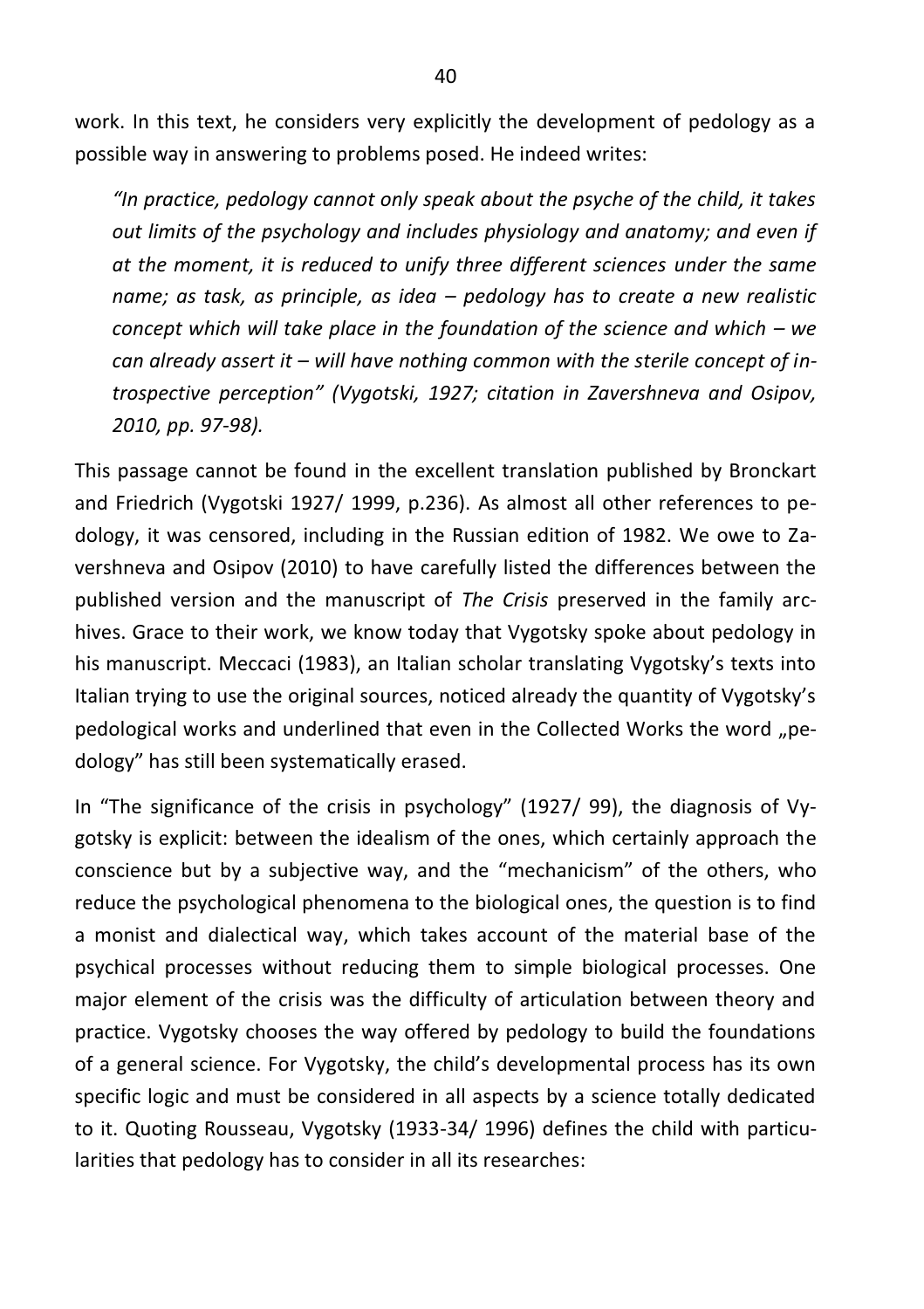work. In this text, he considers very explicitly the development of pedology as a possible way in answering to problems posed. He indeed writes:

> *"In practice, pedology cannot only speak about the psyche of the child, it takes out limits of the psychology and includes physiology and anatomy; and even if at the moment, it is reduced to unify three different sciences under the same name; as task, as principle, as idea – pedology has to create a new realistic concept which will take place in the foundation of the science and which – we can already assert it – will have nothing common with the sterile concept of introspective perception" (Vygotski, 1927; citation in Zavershneva and Osipov, 2010, pp. 97-98).*

This passage cannot be found in the excellent translation published by Bronckart and Friedrich (Vygotski 1927/ 1999, p.236). As almost all other references to pedology, it was censored, including in the Russian edition of 1982. We owe to Zavershneva and Osipov (2010) to have carefully listed the differences between the published version and the manuscript of *The Crisis* preserved in the family archives. Grace to their work, we know today that Vygotsky spoke about pedology in his manuscript. Meccaci (1983), an Italian scholar translating Vygotsky's texts into Italian trying to use the original sources, noticed already the quantity of Vygotsky's pedological works and underlined that even in the Collected Works the word „pedology" has still been systematically erased.

In "The significance of the crisis in psychology" (1927/ 99), the diagnosis of Vygotsky is explicit: between the idealism of the ones, which certainly approach the conscience but by a subjective way, and the "mechanicism" of the others, who reduce the psychological phenomena to the biological ones, the question is to find a monist and dialectical way, which takes account of the material base of the psychical processes without reducing them to simple biological processes. One major element of the crisis was the difficulty of articulation between theory and practice. Vygotsky chooses the way offered by pedology to build the foundations of a general science. For Vygotsky, the child's developmental process has its own specific logic and must be considered in all aspects by a science totally dedicated to it. Quoting Rousseau, Vygotsky (1933-34/ 1996) defines the child with particularities that pedology has to consider in all its researches: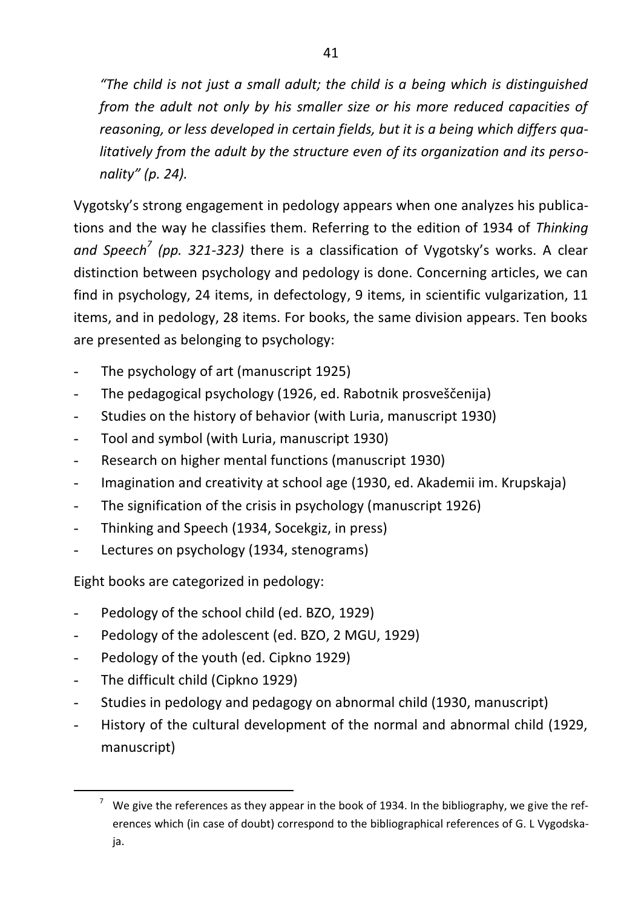*"The child is not just a small adult; the child is a being which is distinguished from the adult not only by his smaller size or his more reduced capacities of reasoning, or less developed in certain fields, but it is a being which differs qualitatively from the adult by the structure even of its organization and its personality" (p. 24).*

Vygotsky's strong engagement in pedology appears when one analyzes his publications and the way he classifies them. Referring to the edition of 1934 of *Thinking and Speech*[7] *(pp. 321-323)* there is a classification of Vygotsky's works. A clear distinction between psychology and pedology is done. Concerning articles, we can find in psychology, 24 items, in defectology, 9 items, in scientific vulgarization, 11 items, and in pedology, 28 items. For books, the same division appears. Ten books are presented as belonging to psychology:

- The psychology of art (manuscript 1925)
- The pedagogical psychology (1926, ed. Rabotnik prosveščenija)
- Studies on the history of behavior (with Luria, manuscript 1930)
- Tool and symbol (with Luria, manuscript 1930)
- Research on higher mental functions (manuscript 1930)
- Imagination and creativity at school age (1930, ed. Akademii im. Krupskaja)
- The signification of the crisis in psychology (manuscript 1926)
- Thinking and Speech (1934, Socekgiz, in press)
- Lectures on psychology (1934, stenograms)

Eight books are categorized in pedology:

- Pedology of the school child (ed. BZO, 1929)
- Pedology of the adolescent (ed. BZO, 2 MGU, 1929)
- Pedology of the youth (ed. Cipkno 1929)
- The difficult child (Cipkno 1929)
- Studies in pedology and pedagogy on abnormal child (1930, manuscript)
- History of the cultural development of the normal and abnormal child (1929, manuscript)

[7] We give the references as they appear in the book of 1934. In the bibliography, we give the references which (in case of doubt) correspond to the bibliographical references of G. L Vygodskaja.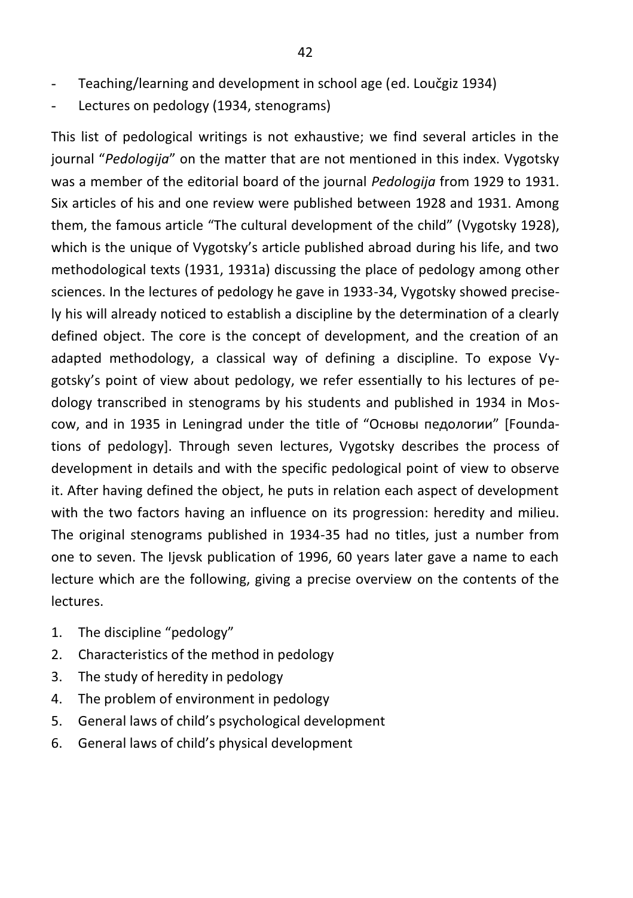- Teaching/learning and development in school age (ed. Loučgiz 1934)
- Lectures on pedology (1934, stenograms)

This list of pedological writings is not exhaustive; we find several articles in the journal "*Pedologija*" on the matter that are not mentioned in this index. Vygotsky was a member of the editorial board of the journal *Pedologija* from 1929 to 1931. Six articles of his and one review were published between 1928 and 1931. Among them, the famous article "The cultural development of the child" (Vygotsky 1928), which is the unique of Vygotsky's article published abroad during his life, and two methodological texts (1931, 1931a) discussing the place of pedology among other sciences. In the lectures of pedology he gave in 1933-34, Vygotsky showed precisely his will already noticed to establish a discipline by the determination of a clearly defined object. The core is the concept of development, and the creation of an adapted methodology, a classical way of defining a discipline. To expose Vygotsky's point of view about pedology, we refer essentially to his lectures of pedology transcribed in stenograms by his students and published in 1934 in Moscow, and in 1935 in Leningrad under the title of "Основы педологии" [Foundations of pedology]. Through seven lectures, Vygotsky describes the process of development in details and with the specific pedological point of view to observe it. After having defined the object, he puts in relation each aspect of development with the two factors having an influence on its progression: heredity and milieu. The original stenograms published in 1934-35 had no titles, just a number from one to seven. The Ijevsk publication of 1996, 60 years later gave a name to each lecture which are the following, giving a precise overview on the contents of the lectures.

1. The discipline "pedology"
2. Characteristics of the method in pedology
3. The study of heredity in pedology
4. The problem of environment in pedology
5. General laws of child's psychological development
6. General laws of child's physical development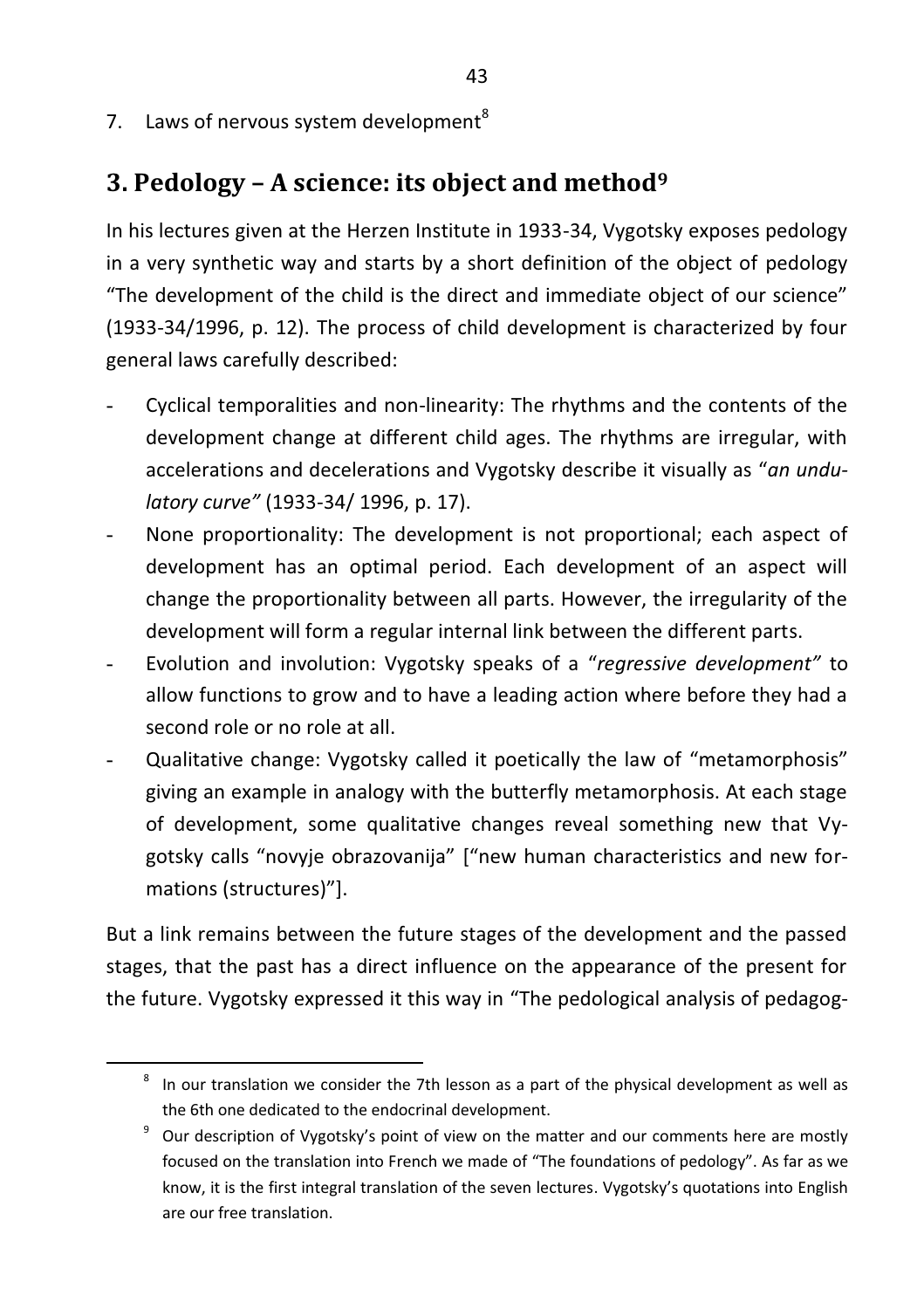7. Laws of nervous system development[8]

## 3. Pedology – A science: its object and method[9]

In his lectures given at the Herzen Institute in 1933-34, Vygotsky exposes pedology in a very synthetic way and starts by a short definition of the object of pedology "The development of the child is the direct and immediate object of our science" (1933-34/1996, p. 12). The process of child development is characterized by four general laws carefully described:

- Cyclical temporalities and non-linearity: The rhythms and the contents of the development change at different child ages. The rhythms are irregular, with accelerations and decelerations and Vygotsky describe it visually as "*an undulatory curve"* (1933-34/ 1996, p. 17).
- None proportionality: The development is not proportional; each aspect of development has an optimal period. Each development of an aspect will change the proportionality between all parts. However, the irregularity of the development will form a regular internal link between the different parts.
- Evolution and involution: Vygotsky speaks of a "*regressive development"* to allow functions to grow and to have a leading action where before they had a second role or no role at all.
- Qualitative change: Vygotsky called it poetically the law of "metamorphosis" giving an example in analogy with the butterfly metamorphosis. At each stage of development, some qualitative changes reveal something new that Vygotsky calls "novyje obrazovanija" ["new human characteristics and new formations (structures)"].

But a link remains between the future stages of the development and the passed stages, that the past has a direct influence on the appearance of the present for the future. Vygotsky expressed it this way in "The pedological analysis of pedagog-

---

[8] In our translation we consider the 7th lesson as a part of the physical development as well as the 6th one dedicated to the endocrinal development.

[9] Our description of Vygotsky's point of view on the matter and our comments here are mostly focused on the translation into French we made of "The foundations of pedology". As far as we know, it is the first integral translation of the seven lectures. Vygotsky's quotations into English are our free translation.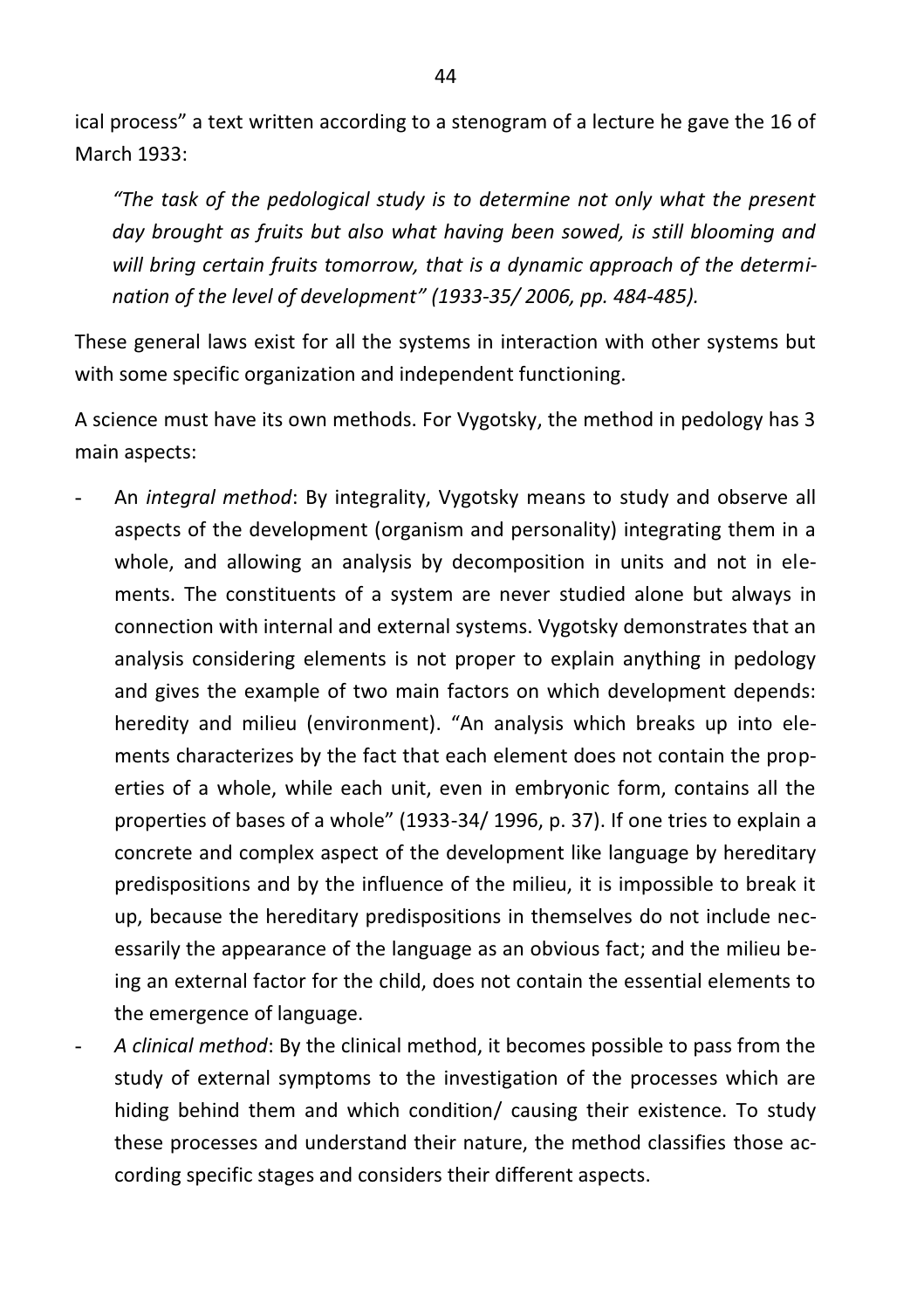ical process" a text written according to a stenogram of a lecture he gave the 16 of March 1933:

> *"The task of the pedological study is to determine not only what the present day brought as fruits but also what having been sowed, is still blooming and will bring certain fruits tomorrow, that is a dynamic approach of the determination of the level of development" (1933-35/ 2006, pp. 484-485).*

These general laws exist for all the systems in interaction with other systems but with some specific organization and independent functioning.

A science must have its own methods. For Vygotsky, the method in pedology has 3 main aspects:

- An *integral method*: By integrality, Vygotsky means to study and observe all aspects of the development (organism and personality) integrating them in a whole, and allowing an analysis by decomposition in units and not in elements. The constituents of a system are never studied alone but always in connection with internal and external systems. Vygotsky demonstrates that an analysis considering elements is not proper to explain anything in pedology and gives the example of two main factors on which development depends: heredity and milieu (environment). "An analysis which breaks up into elements characterizes by the fact that each element does not contain the properties of a whole, while each unit, even in embryonic form, contains all the properties of bases of a whole" (1933-34/ 1996, p. 37). If one tries to explain a concrete and complex aspect of the development like language by hereditary predispositions and by the influence of the milieu, it is impossible to break it up, because the hereditary predispositions in themselves do not include necessarily the appearance of the language as an obvious fact; and the milieu being an external factor for the child, does not contain the essential elements to the emergence of language.
- *A clinical method*: By the clinical method, it becomes possible to pass from the study of external symptoms to the investigation of the processes which are hiding behind them and which condition/ causing their existence. To study these processes and understand their nature, the method classifies those according specific stages and considers their different aspects.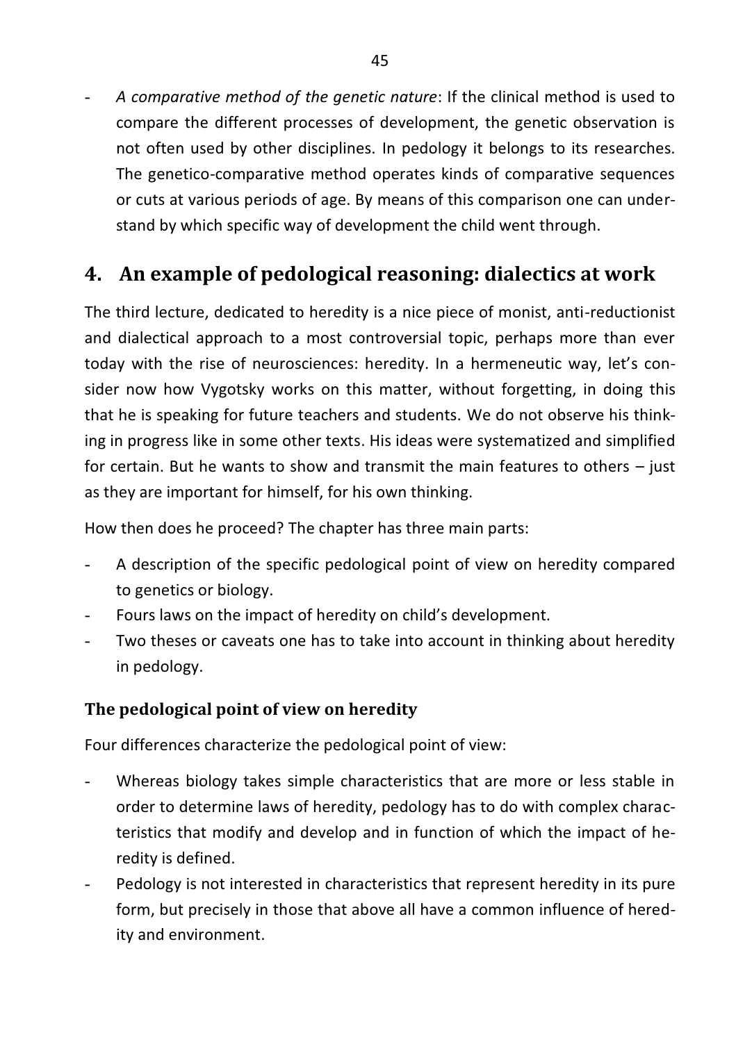- *A comparative method of the genetic nature*: If the clinical method is used to compare the different processes of development, the genetic observation is not often used by other disciplines. In pedology it belongs to its researches. The genetico-comparative method operates kinds of comparative sequences or cuts at various periods of age. By means of this comparison one can understand by which specific way of development the child went through.

## 4. An example of pedological reasoning: dialectics at work

The third lecture, dedicated to heredity is a nice piece of monist, anti-reductionist and dialectical approach to a most controversial topic, perhaps more than ever today with the rise of neurosciences: heredity. In a hermeneutic way, let's consider now how Vygotsky works on this matter, without forgetting, in doing this that he is speaking for future teachers and students. We do not observe his thinking in progress like in some other texts. His ideas were systematized and simplified for certain. But he wants to show and transmit the main features to others – just as they are important for himself, for his own thinking.

How then does he proceed? The chapter has three main parts:

- A description of the specific pedological point of view on heredity compared to genetics or biology.
- Fours laws on the impact of heredity on child's development.
- Two theses or caveats one has to take into account in thinking about heredity in pedology.

### The pedological point of view on heredity

Four differences characterize the pedological point of view:

- Whereas biology takes simple characteristics that are more or less stable in order to determine laws of heredity, pedology has to do with complex characteristics that modify and develop and in function of which the impact of heredity is defined.
- Pedology is not interested in characteristics that represent heredity in its pure form, but precisely in those that above all have a common influence of heredity and environment.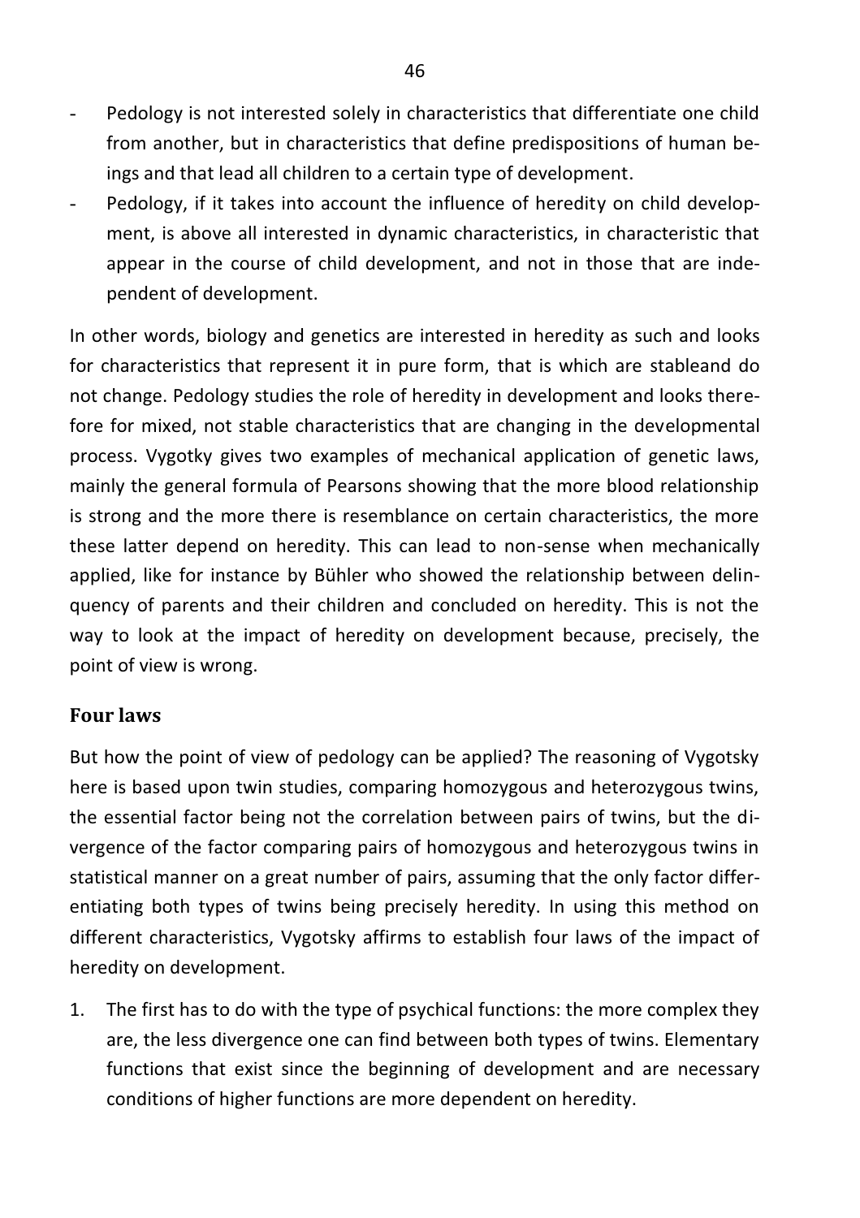- Pedology is not interested solely in characteristics that differentiate one child from another, but in characteristics that define predispositions of human beings and that lead all children to a certain type of development.
- Pedology, if it takes into account the influence of heredity on child development, is above all interested in dynamic characteristics, in characteristic that appear in the course of child development, and not in those that are independent of development.

In other words, biology and genetics are interested in heredity as such and looks for characteristics that represent it in pure form, that is which are stableand do not change. Pedology studies the role of heredity in development and looks therefore for mixed, not stable characteristics that are changing in the developmental process. Vygotky gives two examples of mechanical application of genetic laws, mainly the general formula of Pearsons showing that the more blood relationship is strong and the more there is resemblance on certain characteristics, the more these latter depend on heredity. This can lead to non-sense when mechanically applied, like for instance by Bühler who showed the relationship between delinquency of parents and their children and concluded on heredity. This is not the way to look at the impact of heredity on development because, precisely, the point of view is wrong.

### Four laws

But how the point of view of pedology can be applied? The reasoning of Vygotsky here is based upon twin studies, comparing homozygous and heterozygous twins, the essential factor being not the correlation between pairs of twins, but the divergence of the factor comparing pairs of homozygous and heterozygous twins in statistical manner on a great number of pairs, assuming that the only factor differentiating both types of twins being precisely heredity. In using this method on different characteristics, Vygotsky affirms to establish four laws of the impact of heredity on development.

1. The first has to do with the type of psychical functions: the more complex they are, the less divergence one can find between both types of twins. Elementary functions that exist since the beginning of development and are necessary conditions of higher functions are more dependent on heredity.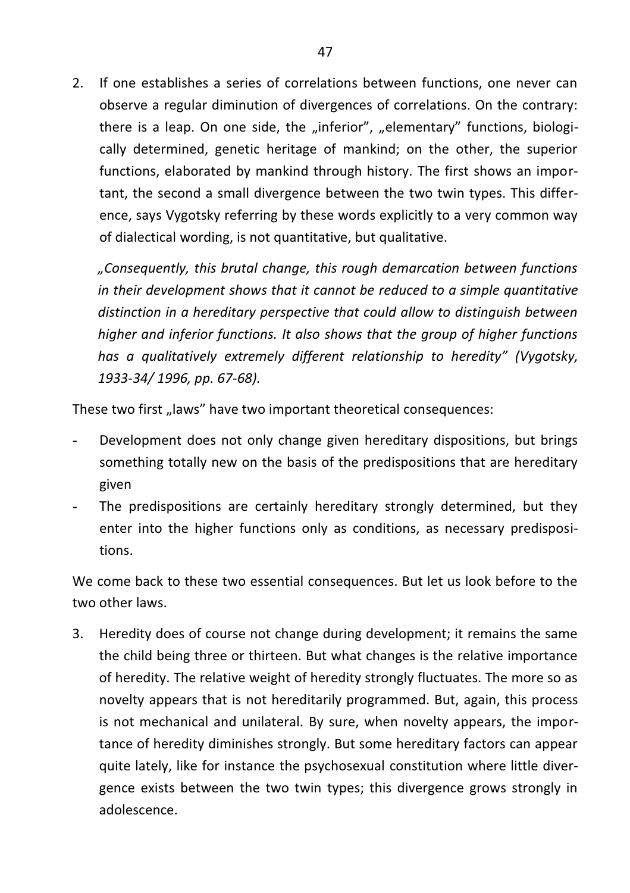2. If one establishes a series of correlations between functions, one never can observe a regular diminution of divergences of correlations. On the contrary: there is a leap. On one side, the „inferior", „elementary" functions, biologically determined, genetic heritage of mankind; on the other, the superior functions, elaborated by mankind through history. The first shows an important, the second a small divergence between the two twin types. This difference, says Vygotsky referring by these words explicitly to a very common way of dialectical wording, is not quantitative, but qualitative.

   *„Consequently, this brutal change, this rough demarcation between functions in their development shows that it cannot be reduced to a simple quantitative distinction in a hereditary perspective that could allow to distinguish between higher and inferior functions. It also shows that the group of higher functions has a qualitatively extremely different relationship to heredity" (Vygotsky, 1933-34/ 1996, pp. 67-68).*

These two first „laws" have two important theoretical consequences:

- Development does not only change given hereditary dispositions, but brings something totally new on the basis of the predispositions that are hereditary given
- The predispositions are certainly hereditary strongly determined, but they enter into the higher functions only as conditions, as necessary predispositions.

We come back to these two essential consequences. But let us look before to the two other laws.

3. Heredity does of course not change during development; it remains the same the child being three or thirteen. But what changes is the relative importance of heredity. The relative weight of heredity strongly fluctuates. The more so as novelty appears that is not hereditarily programmed. But, again, this process is not mechanical and unilateral. By sure, when novelty appears, the importance of heredity diminishes strongly. But some hereditary factors can appear quite lately, like for instance the psychosexual constitution where little divergence exists between the two twin types; this divergence grows strongly in adolescence.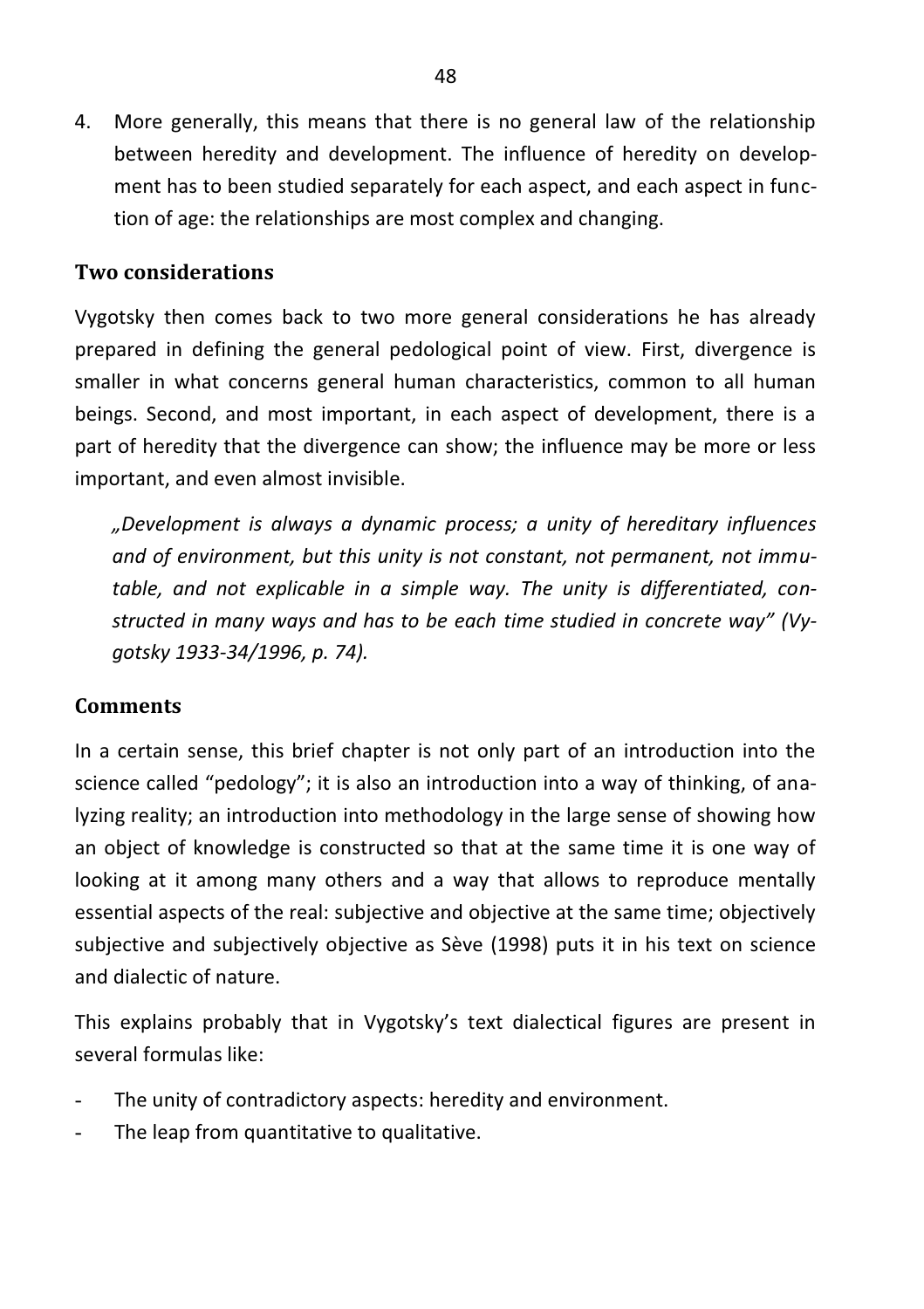4. More generally, this means that there is no general law of the relationship between heredity and development. The influence of heredity on development has to been studied separately for each aspect, and each aspect in function of age: the relationships are most complex and changing.

## Two considerations

Vygotsky then comes back to two more general considerations he has already prepared in defining the general pedological point of view. First, divergence is smaller in what concerns general human characteristics, common to all human beings. Second, and most important, in each aspect of development, there is a part of heredity that the divergence can show; the influence may be more or less important, and even almost invisible.

> *„Development is always a dynamic process; a unity of hereditary influences and of environment, but this unity is not constant, not permanent, not immutable, and not explicable in a simple way. The unity is differentiated, constructed in many ways and has to be each time studied in concrete way" (Vygotsky 1933-34/1996, p. 74).*

## Comments

In a certain sense, this brief chapter is not only part of an introduction into the science called "pedology"; it is also an introduction into a way of thinking, of analyzing reality; an introduction into methodology in the large sense of showing how an object of knowledge is constructed so that at the same time it is one way of looking at it among many others and a way that allows to reproduce mentally essential aspects of the real: subjective and objective at the same time; objectively subjective and subjectively objective as Sève (1998) puts it in his text on science and dialectic of nature.

This explains probably that in Vygotsky's text dialectical figures are present in several formulas like:

- The unity of contradictory aspects: heredity and environment.
- The leap from quantitative to qualitative.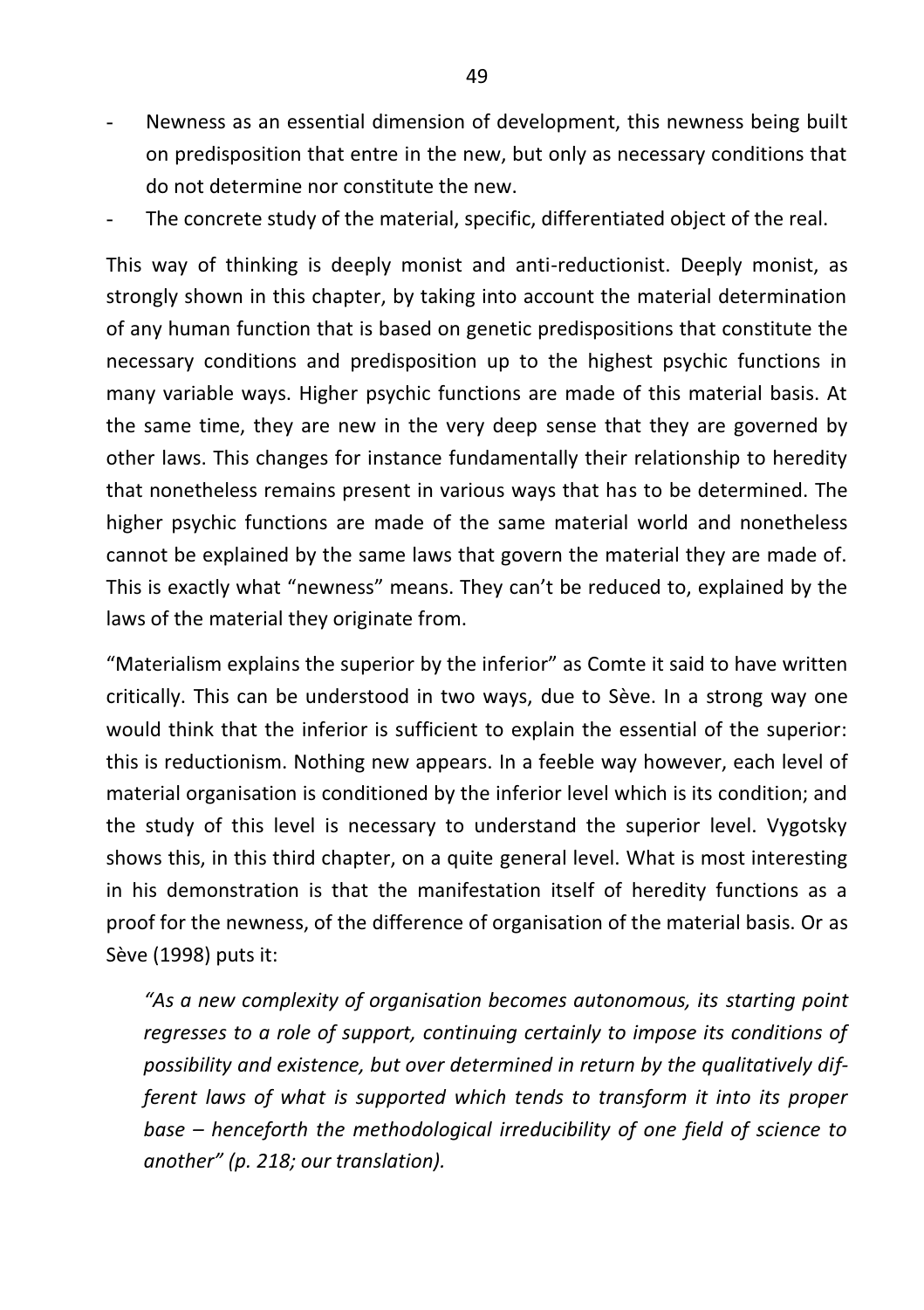- Newness as an essential dimension of development, this newness being built on predisposition that entre in the new, but only as necessary conditions that do not determine nor constitute the new.
- The concrete study of the material, specific, differentiated object of the real.

This way of thinking is deeply monist and anti-reductionist. Deeply monist, as strongly shown in this chapter, by taking into account the material determination of any human function that is based on genetic predispositions that constitute the necessary conditions and predisposition up to the highest psychic functions in many variable ways. Higher psychic functions are made of this material basis. At the same time, they are new in the very deep sense that they are governed by other laws. This changes for instance fundamentally their relationship to heredity that nonetheless remains present in various ways that has to be determined. The higher psychic functions are made of the same material world and nonetheless cannot be explained by the same laws that govern the material they are made of. This is exactly what "newness" means. They can't be reduced to, explained by the laws of the material they originate from.

"Materialism explains the superior by the inferior" as Comte it said to have written critically. This can be understood in two ways, due to Sève. In a strong way one would think that the inferior is sufficient to explain the essential of the superior: this is reductionism. Nothing new appears. In a feeble way however, each level of material organisation is conditioned by the inferior level which is its condition; and the study of this level is necessary to understand the superior level. Vygotsky shows this, in this third chapter, on a quite general level. What is most interesting in his demonstration is that the manifestation itself of heredity functions as a proof for the newness, of the difference of organisation of the material basis. Or as Sève (1998) puts it:

> *"As a new complexity of organisation becomes autonomous, its starting point regresses to a role of support, continuing certainly to impose its conditions of possibility and existence, but over determined in return by the qualitatively different laws of what is supported which tends to transform it into its proper base – henceforth the methodological irreducibility of one field of science to another" (p. 218; our translation).*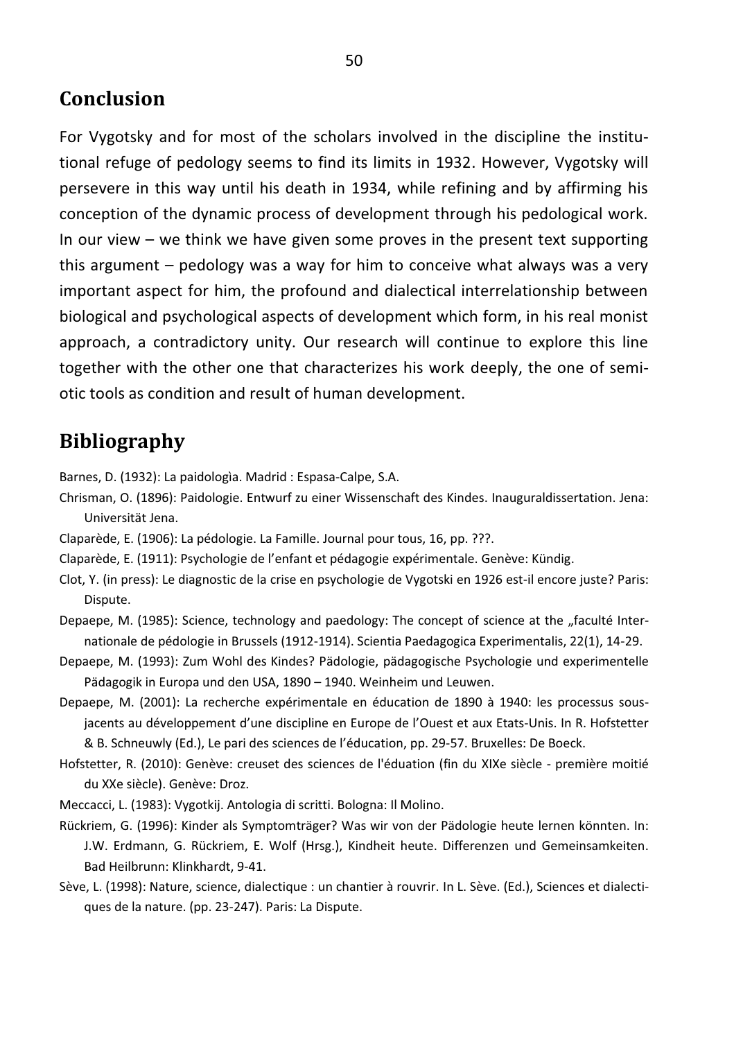## Conclusion

For Vygotsky and for most of the scholars involved in the discipline the institutional refuge of pedology seems to find its limits in 1932. However, Vygotsky will persevere in this way until his death in 1934, while refining and by affirming his conception of the dynamic process of development through his pedological work. In our view – we think we have given some proves in the present text supporting this argument – pedology was a way for him to conceive what always was a very important aspect for him, the profound and dialectical interrelationship between biological and psychological aspects of development which form, in his real monist approach, a contradictory unity. Our research will continue to explore this line together with the other one that characterizes his work deeply, the one of semiotic tools as condition and result of human development.

## Bibliography

Barnes, D. (1932): La paidologìa. Madrid : Espasa-Calpe, S.A.

Chrisman, O. (1896): Paidologie. Entwurf zu einer Wissenschaft des Kindes. Inauguraldissertation. Jena: Universität Jena.

Claparède, E. (1906): La pédologie. La Famille. Journal pour tous, 16, pp. ???.

Claparède, E. (1911): Psychologie de l'enfant et pédagogie expérimentale. Genève: Kündig.

Clot, Y. (in press): Le diagnostic de la crise en psychologie de Vygotski en 1926 est-il encore juste? Paris: Dispute.

Depaepe, M. (1985): Science, technology and paedology: The concept of science at the „faculté Internationale de pédologie in Brussels (1912-1914). Scientia Paedagogica Experimentalis, 22(1), 14-29.

Depaepe, M. (1993): Zum Wohl des Kindes? Pädologie, pädagogische Psychologie und experimentelle Pädagogik in Europa und den USA, 1890 – 1940. Weinheim und Leuwen.

Depaepe, M. (2001): La recherche expérimentale en éducation de 1890 à 1940: les processus sous-jacents au développement d'une discipline en Europe de l'Ouest et aux Etats-Unis. In R. Hofstetter & B. Schneuwly (Ed.), Le pari des sciences de l'éducation, pp. 29-57. Bruxelles: De Boeck.

Hofstetter, R. (2010): Genève: creuset des sciences de l'éduation (fin du XIXe siècle - première moitié du XXe siècle). Genève: Droz.

Meccacci, L. (1983): Vygotkij. Antologia di scritti. Bologna: Il Molino.

Rückriem, G. (1996): Kinder als Symptomträger? Was wir von der Pädologie heute lernen könnten. In: J.W. Erdmann, G. Rückriem, E. Wolf (Hrsg.), Kindheit heute. Differenzen und Gemeinsamkeiten. Bad Heilbrunn: Klinkhardt, 9-41.

Sève, L. (1998): Nature, science, dialectique : un chantier à rouvrir. In L. Sève. (Ed.), Sciences et dialectiques de la nature. (pp. 23-247). Paris: La Dispute.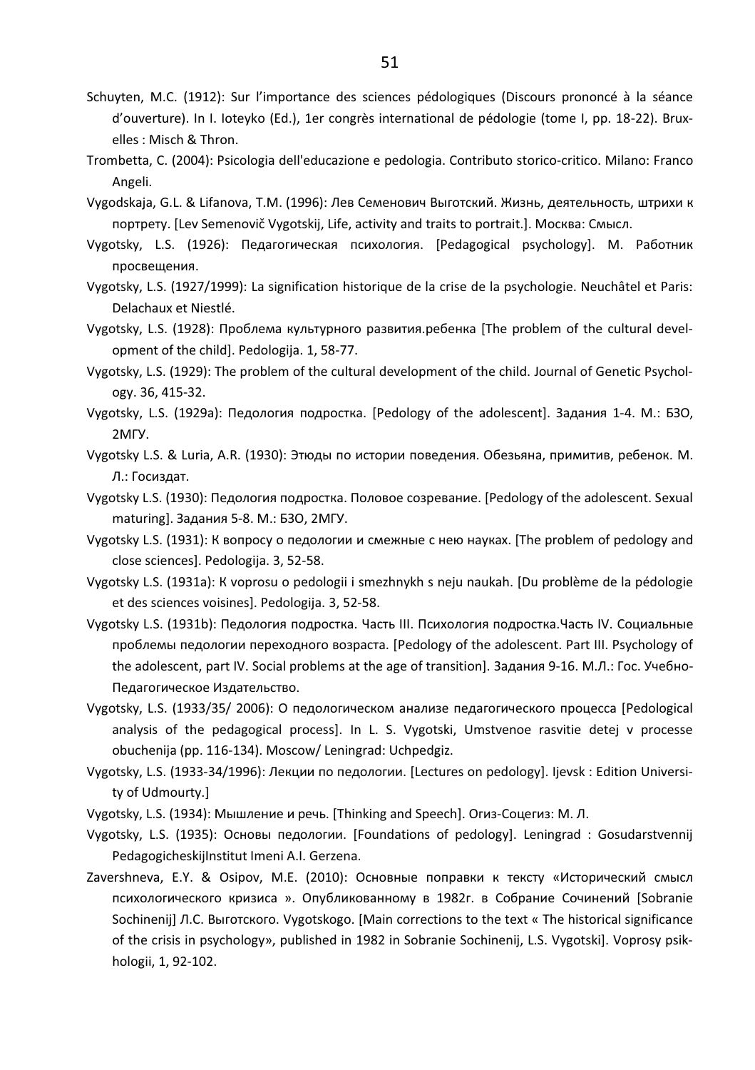Schuyten, M.C. (1912): Sur l'importance des sciences pédologiques (Discours prononcé à la séance d'ouverture). In I. Ioteyko (Ed.), 1er congrès international de pédologie (tome I, pp. 18-22). Bruxelles : Misch & Thron.

Trombetta, C. (2004): Psicologia dell'educazione e pedologia. Contributo storico-critico. Milano: Franco Angeli.

Vygodskaja, G.L. & Lifanova, T.M. (1996): Лев Семенович Выготский. Жизнь, деятельность, штрихи к портрету. [Lev Semenovič Vygotskij, Life, activity and traits to portrait.]. Москва: Смысл.

Vygotsky, L.S. (1926): Педагогическая психология. [Pedagogical psychology]. M. Работник просвещения.

Vygotsky, L.S. (1927/1999): La signification historique de la crise de la psychologie. Neuchâtel et Paris: Delachaux et Niestlé.

Vygotsky, L.S. (1928): Проблема культурного развития.ребенка [The problem of the cultural development of the child]. Pedologija. 1, 58-77.

Vygotsky, L.S. (1929): The problem of the cultural development of the child. Journal of Genetic Psychology. 36, 415-32.

Vygotsky, L.S. (1929a): Педология подростка. [Pedology of the adolescent]. Задания 1-4. М.: БЗО, 2МГУ.

Vygotsky L.S. & Luria, A.R. (1930): Этюды по истории поведения. Обезьяна, примитив, ребенок. М. Л.: Госиздат.

Vygotsky L.S. (1930): Педология подростка. Половое созревание. [Pedology of the adolescent. Sexual maturing]. Задания 5-8. М.: БЗО, 2МГУ.

Vygotsky L.S. (1931): К вопросу о педологии и смежные с нею науках. [The problem of pedology and close sciences]. Pedologija. 3, 52-58.

Vygotsky L.S. (1931a): K voprosu o pedologii i smezhnykh s neju naukah. [Du problème de la pédologie et des sciences voisines]. Pedologija. 3, 52-58.

Vygotsky L.S. (1931b): Педология подростка. Часть III. Психология подростка.Часть IV. Социальные проблемы педологии переходного возраста. [Pedology of the adolescent. Part III. Psychology of the adolescent, part IV. Social problems at the age of transition]. Задания 9-16. М.Л.: Гос. Учебно-Педагогическое Издательство.

Vygotsky, L.S. (1933/35/ 2006): О педологическом анализе педагогического процесса [Pedological analysis of the pedagogical process]. In L. S. Vygotski, Umstvenoe rasvitie detej v processe obuchenija (pp. 116-134). Moscow/ Leningrad: Uchpedgiz.

Vygotsky, L.S. (1933-34/1996): Лекции по педологии. [Lectures on pedology]. Ijevsk : Edition University of Udmourty.]

Vygotsky, L.S. (1934): Мышление и речь. [Thinking and Speech]. Огиз-Соцегиз: М. Л.

Vygotsky, L.S. (1935): Основы педологии. [Foundations of pedology]. Leningrad : Gosudarstvennij PedagogicheskijInstitut Imeni A.I. Gerzena.

Zavershneva, E.Y. & Osipov, M.E. (2010): Основные поправки к тексту «Исторический смысл психологического кризиса ». Опубликованному в 1982г. в Собрание Сочинений [Sobranie Sochinenij] Л.С. Выготского. Vygotskogo. [Main corrections to the text « The historical significance of the crisis in psychology», published in 1982 in Sobranie Sochinenij, L.S. Vygotski]. Voprosy psikhologii, 1, 92-102.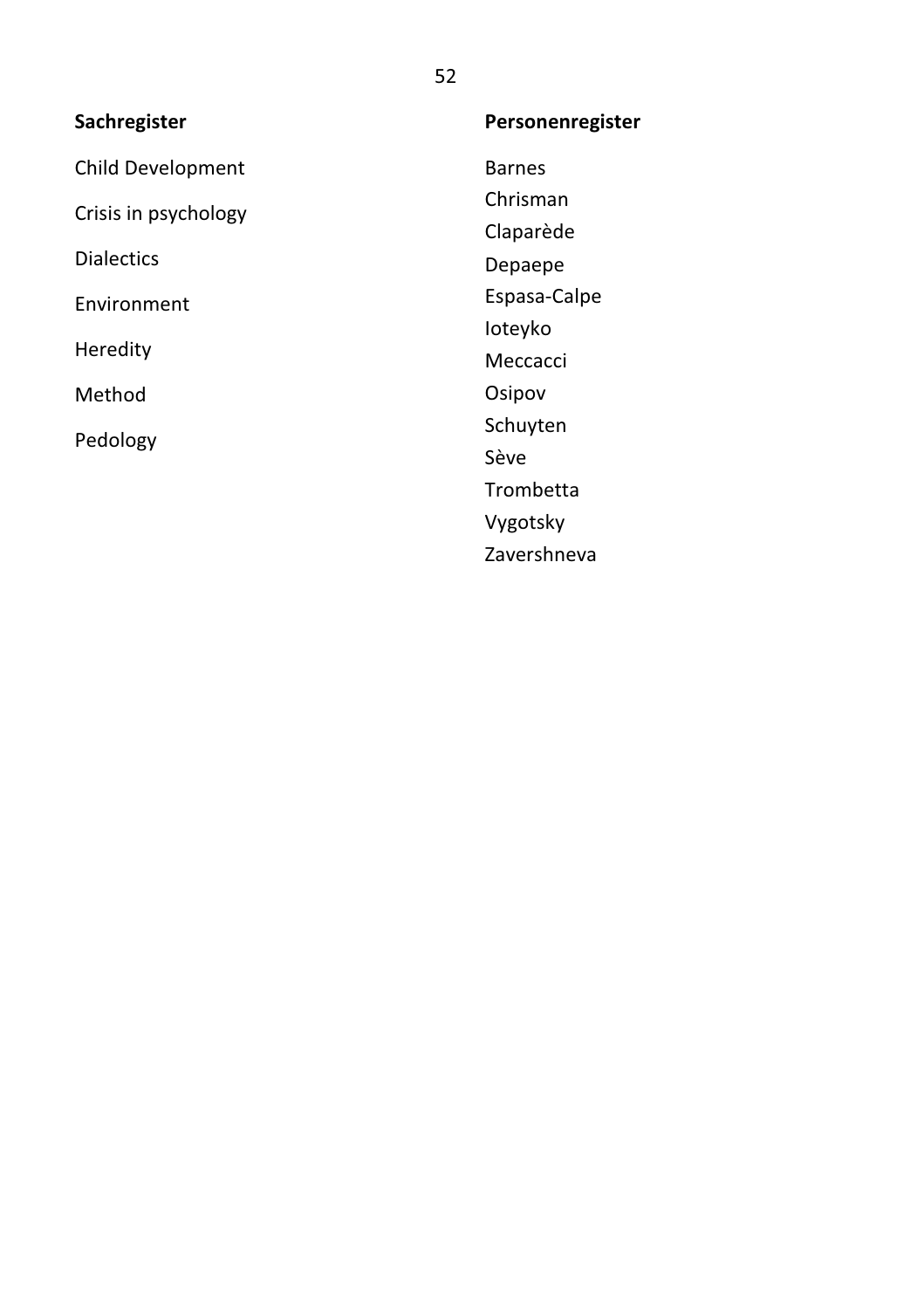## Sachregister

Child Development

Crisis in psychology

Dialectics

Environment

Heredity

Method

Pedology

## Personenregister

Barnes

Chrisman

Claparède

Depaepe

Espasa-Calpe

Ioteyko

Meccacci

Osipov

Schuyten

Sève

Trombetta

Vygotsky

Zavershneva